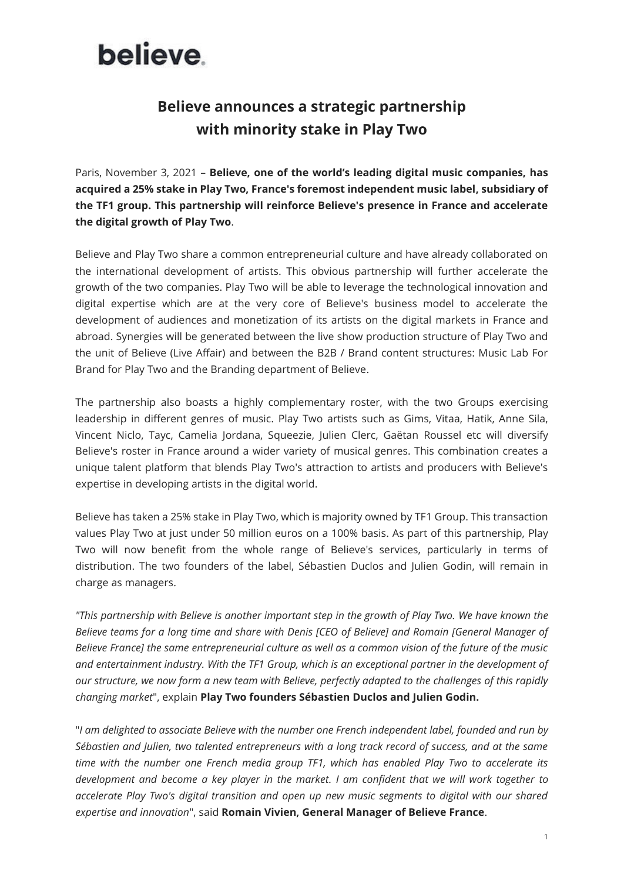**believe**

# Believe announces a strategic partnership with minority stake in Play Two

Paris, November 3, 2021 – **Believe, one of the world's leading digital music companies, has acquired a 25% stake in Play Two, France's foremost independent music label, subsidiary of the TF1 group. This partnership will reinforce Believe's presence in France and accelerate the digital growth of Play Two**.

Believe and Play Two share a common entrepreneurial culture and have already collaborated on the international development of artists. This obvious partnership will further accelerate the growth of the two companies. Play Two will be able to leverage the technological innovation and digital expertise which are at the very core of Believe's business model to accelerate the development of audiences and monetization of its artists on the digital markets in France and abroad. Synergies will be generated between the live show production structure of Play Two and the unit of Believe (Live Affair) and between the B2B / Brand content structures: Music Lab For Brand for Play Two and the Branding department of Believe.

The partnership also boasts a highly complementary roster, with the two Groups exercising leadership in different genres of music. Play Two artists such as Gims, Vitaa, Hatik, Anne Sila, Vincent Niclo, Tayc, Camelia Jordana, Squeezie, Julien Clerc, Gaëtan Roussel etc will diversify Believe's roster in France around a wider variety of musical genres. This combination creates a unique talent platform that blends Play Two's attraction to artists and producers with Believe's expertise in developing artists in the digital world.

Believe has taken a 25% stake in Play Two, which is majority owned by TF1 Group. This transaction values Play Two at just under 50 million euros on a 100% basis. As part of this partnership, Play Two will now benefit from the whole range of Believe's services, particularly in terms of distribution. The two founders of the label, Sébastien Duclos and Julien Godin, will remain in charge as managers.

*"This partnership with Believe is another important step in the growth of Play Two. We have known the Believe teams for a long time and share with Denis [CEO of Believe] and Romain [General Manager of Believe France] the same entrepreneurial culture as well as a common vision of the future of the music and entertainment industry. With the TF1 Group, which is an exceptional partner in the development of our structure, we now form a new team with Believe, perfectly adapted to the challenges of this rapidly changing market*", explain **Play Two founders Sébastien Duclos and Julien Godin.**

"*I am delighted to associate Believe with the number one French independent label, founded and run by Sébastien and Julien, two talented entrepreneurs with a long track record of success, and at the same time with the number one French media group TF1, which has enabled Play Two to accelerate its development and become a key player in the market. I am confident that we will work together to accelerate Play Two's digital transition and open up new music segments to digital with our shared expertise and innovation*", said **Romain Vivien, General Manager of Believe France**.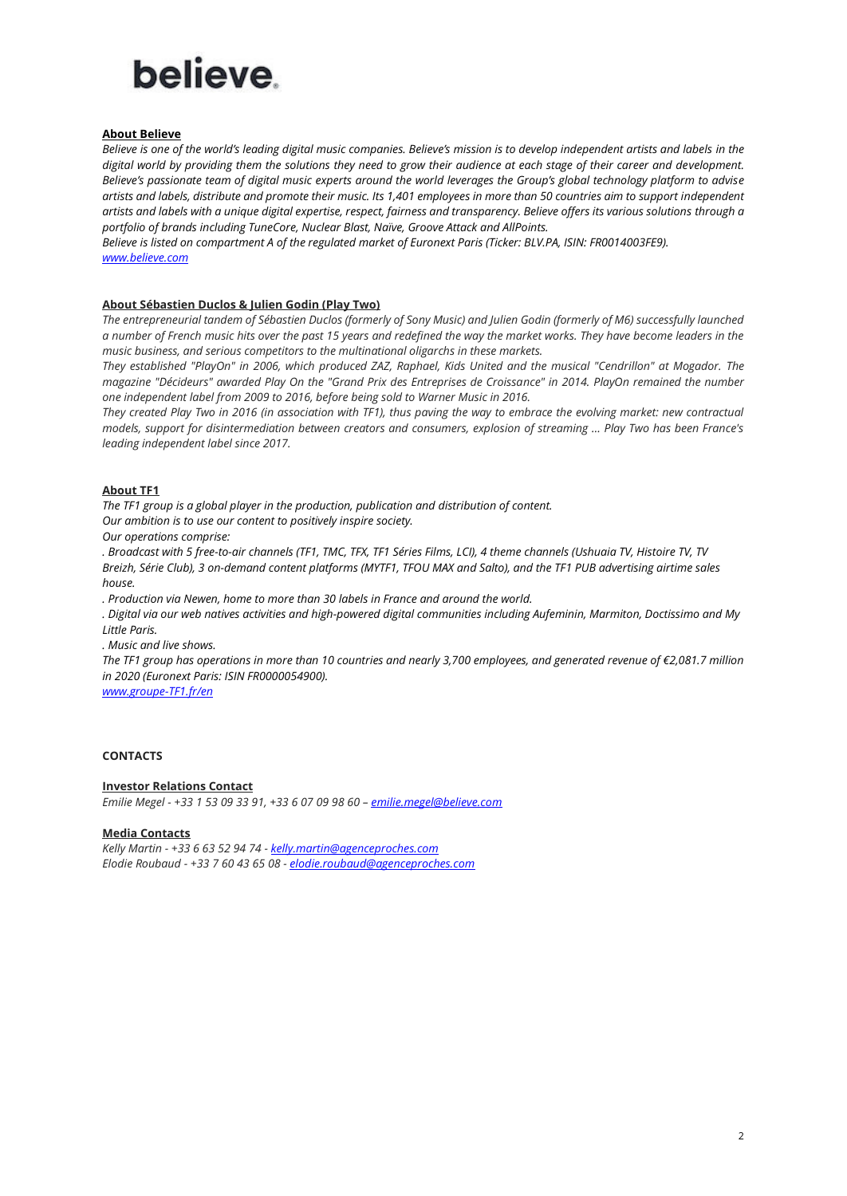**believe.**

## About Believe

*Believe is one of the world's leading digital music companies. Believe's mission is to develop independent artists and labels in the digital world by providing them the solutions they need to grow their audience at each stage of their career and development. Believe's passionate team of digital music experts around the world leverages the Group's global technology platform to advise artists and labels, distribute and promote their music. Its 1,401 employees in more than 50 countries aim to support independent artists and labels with a unique digital expertise, respect, fairness and transparency. Believe offers its various solutions through a portfolio of brands including TuneCore, Nuclear Blast, Naïve, Groove Attack and AllPoints.*

*Believe is listed on compartment A of the regulated market of Euronext Paris (Ticker: BLV.PA, ISIN: FR0014003FE9).*

*[www.believe.com](http://www.believe.com)*

## About Sébastien Duclos & Julien Godin (Play Two)

*The entrepreneurial tandem of Sébastien Duclos (formerly of Sony Music) and Julien Godin (formerly of M6) successfully launched a number of French music hits over the past 15 years and redefined the way the market works. They have become leaders in the music business, and serious competitors to the multinational oligarchs in these markets.*

*They established "PlayOn" in 2006, which produced ZAZ, Raphael, Kids United and the musical "Cendrillon" at Mogador. The magazine "Décideurs" awarded Play On the "Grand Prix des Entreprises de Croissance" in 2014. PlayOn remained the number one independent label from 2009 to 2016, before being sold to Warner Music in 2016.*

*They created Play Two in 2016 (in association with TF1), thus paving the way to embrace the evolving market: new contractual models, support for disintermediation between creators and consumers, explosion of streaming ... Play Two has been France's leading independent label since 2017.*

## About TF1

*The TF1 group is a global player in the production, publication and distribution of content.*

*Our ambition is to use our content to positively inspire society.*

*Our operations comprise:*

*. Broadcast with 5 free-to-air channels (TF1, TMC, TFX, TF1 Séries Films, LCI), 4 theme channels (Ushuaia TV, Histoire TV, TV Breizh, Série Club), 3 on-demand content platforms (MYTF1, TFOU MAX and Salto), and the TF1 PUB advertising airtime sales house.*

*. Production via Newen, home to more than 30 labels in France and around the world.*

*. Digital via our web natives activities and high-powered digital communities including Aufeminin, Marmiton, Doctissimo and My Little Paris.*

*. Music and live shows.*

*The TF1 group has operations in more than 10 countries and nearly 3,700 employees, and generated revenue of €2,081.7 million in 2020 (Euronext Paris: ISIN FR0000054900).*

*[www.groupe-TF1.fr/en](http://www.groupe-TF1.fr/en)*

## CONTACTS

### Investor Relations Contact

*Emilie Megel - +33 1 53 09 33 91, +33 6 07 09 98 60 – [emilie.megel@believe.com](mailto:emilie.megel@believe.com)*

### Media Contacts

*Kelly Martin - +33 6 63 52 94 74 - [kelly.martin@agenceproches.com](mailto:kelly.martin@agenceproches.com)*

*Elodie Roubaud - +33 7 60 43 65 08 - [elodie.roubaud@agenceproches.com](mailto:elodie.roubaud@agenceproches.com)*